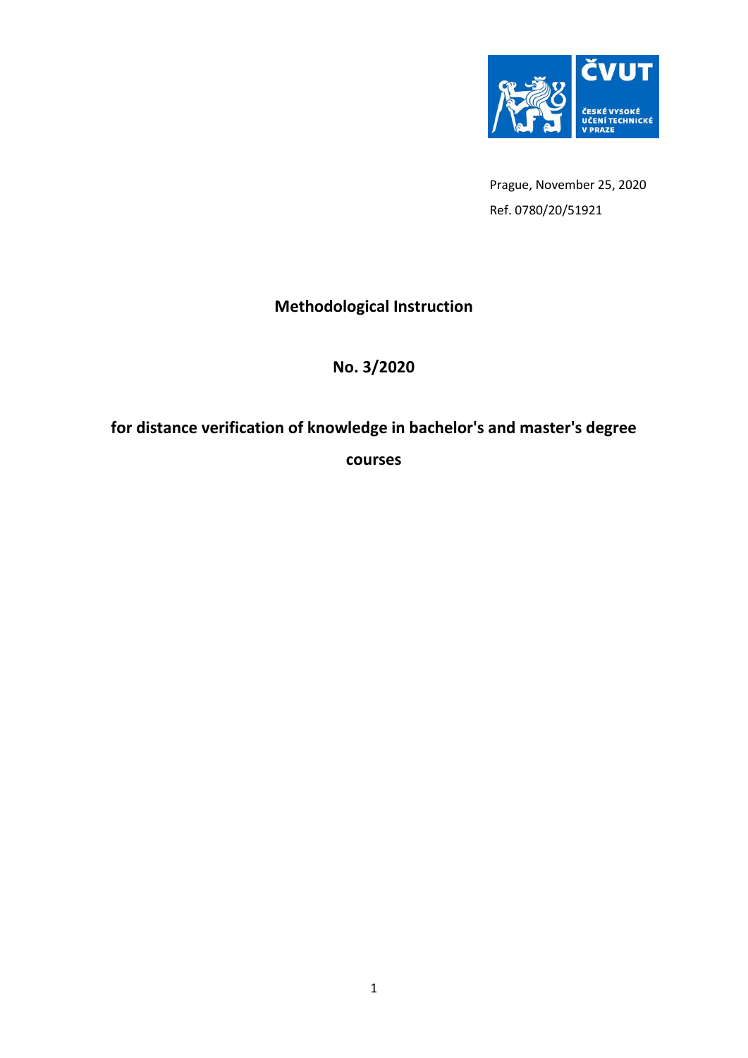Prague, November 25, 2020

Ref. 0780/20/51921

# Methodological Instruction

# No. 3/2020

# for distance verification of knowledge in bachelor's and master's degree courses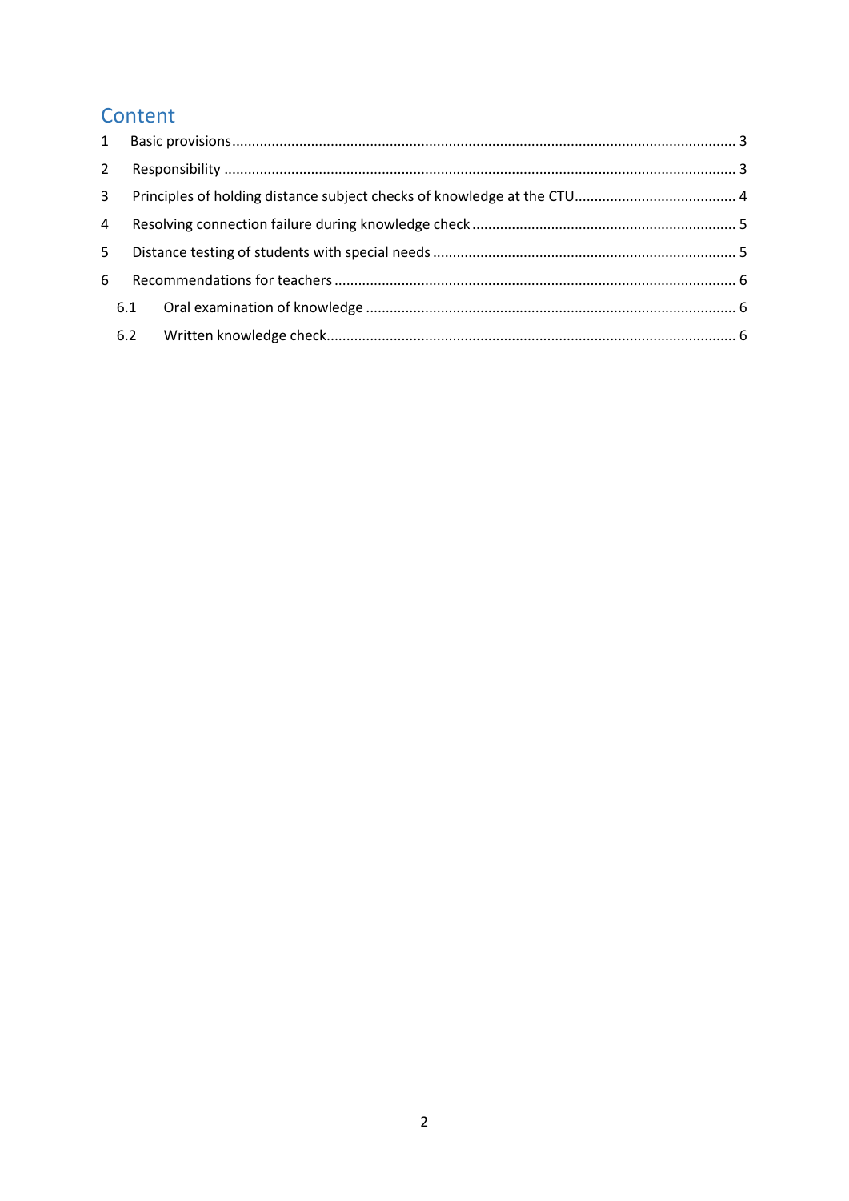# Content

1 Basic provisions .......... 3

2 Responsibility .......... 3

3 Principles of holding distance subject checks of knowledge at the CTU .......... 4

4 Resolving connection failure during knowledge check .......... 5

5 Distance testing of students with special needs .......... 5

6 Recommendations for teachers .......... 6

   6.1 Oral examination of knowledge .......... 6

   6.2 Written knowledge check .......... 6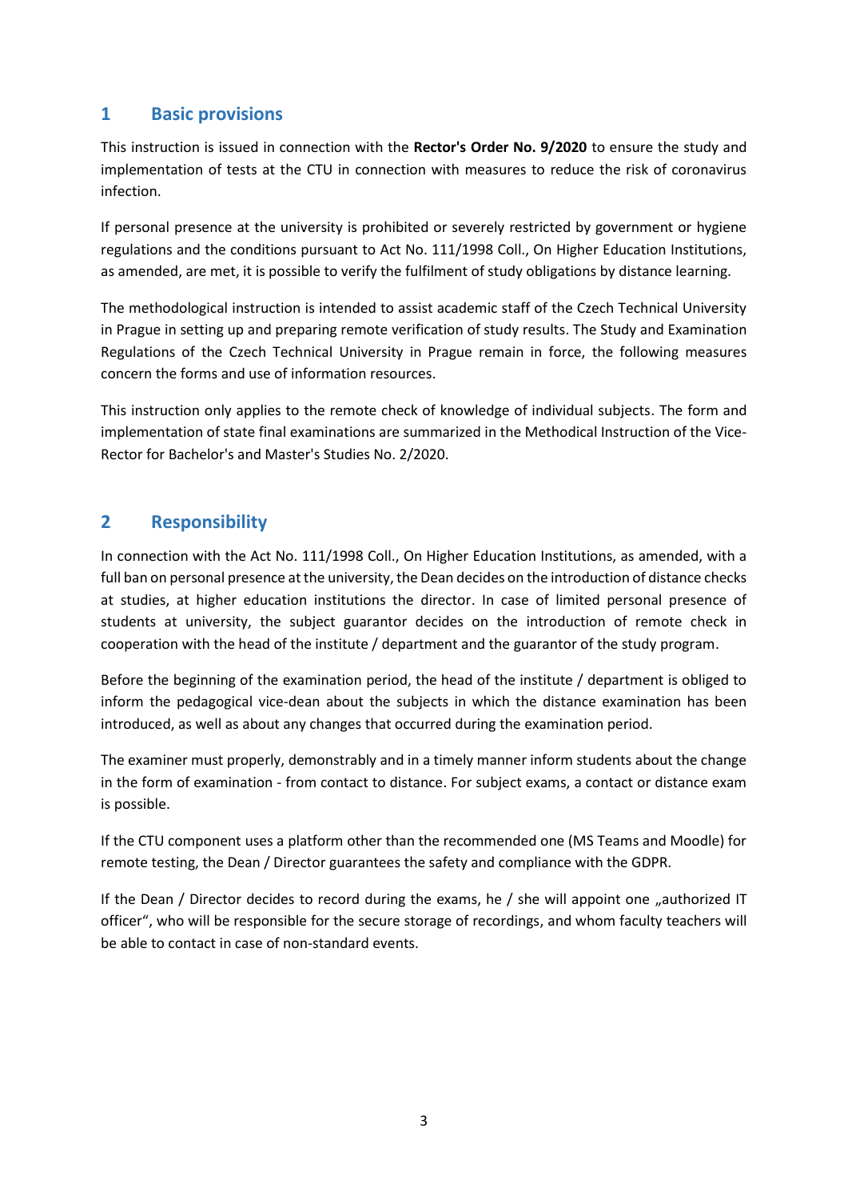## 1 Basic provisions

This instruction is issued in connection with the **Rector's Order No. 9/2020** to ensure the study and implementation of tests at the CTU in connection with measures to reduce the risk of coronavirus infection.

If personal presence at the university is prohibited or severely restricted by government or hygiene regulations and the conditions pursuant to Act No. 111/1998 Coll., On Higher Education Institutions, as amended, are met, it is possible to verify the fulfilment of study obligations by distance learning.

The methodological instruction is intended to assist academic staff of the Czech Technical University in Prague in setting up and preparing remote verification of study results. The Study and Examination Regulations of the Czech Technical University in Prague remain in force, the following measures concern the forms and use of information resources.

This instruction only applies to the remote check of knowledge of individual subjects. The form and implementation of state final examinations are summarized in the Methodical Instruction of the Vice-Rector for Bachelor's and Master's Studies No. 2/2020.

## 2 Responsibility

In connection with the Act No. 111/1998 Coll., On Higher Education Institutions, as amended, with a full ban on personal presence at the university, the Dean decides on the introduction of distance checks at studies, at higher education institutions the director. In case of limited personal presence of students at university, the subject guarantor decides on the introduction of remote check in cooperation with the head of the institute / department and the guarantor of the study program.

Before the beginning of the examination period, the head of the institute / department is obliged to inform the pedagogical vice-dean about the subjects in which the distance examination has been introduced, as well as about any changes that occurred during the examination period.

The examiner must properly, demonstrably and in a timely manner inform students about the change in the form of examination - from contact to distance. For subject exams, a contact or distance exam is possible.

If the CTU component uses a platform other than the recommended one (MS Teams and Moodle) for remote testing, the Dean / Director guarantees the safety and compliance with the GDPR.

If the Dean / Director decides to record during the exams, he / she will appoint one „authorized IT officer“, who will be responsible for the secure storage of recordings, and whom faculty teachers will be able to contact in case of non-standard events.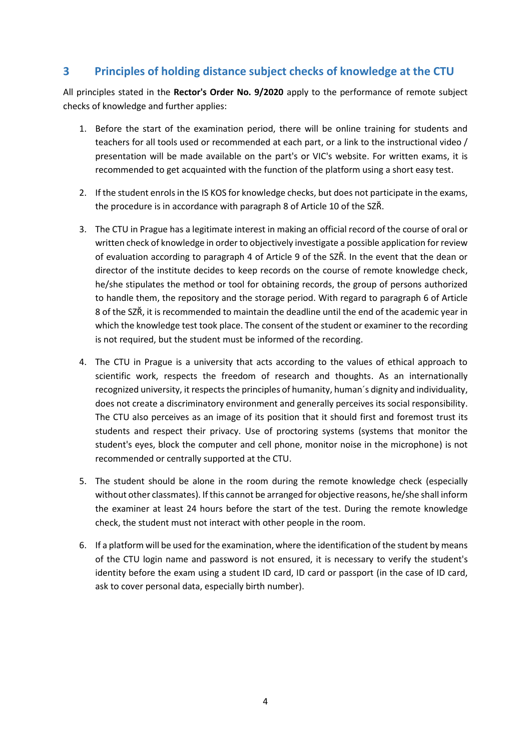## 3 Principles of holding distance subject checks of knowledge at the CTU

All principles stated in the **Rector's Order No. 9/2020** apply to the performance of remote subject checks of knowledge and further applies:

1. Before the start of the examination period, there will be online training for students and teachers for all tools used or recommended at each part, or a link to the instructional video / presentation will be made available on the part's or VIC's website. For written exams, it is recommended to get acquainted with the function of the platform using a short easy test.

2. If the student enrols in the IS KOS for knowledge checks, but does not participate in the exams, the procedure is in accordance with paragraph 8 of Article 10 of the SZŘ.

3. The CTU in Prague has a legitimate interest in making an official record of the course of oral or written check of knowledge in order to objectively investigate a possible application for review of evaluation according to paragraph 4 of Article 9 of the SZŘ. In the event that the dean or director of the institute decides to keep records on the course of remote knowledge check, he/she stipulates the method or tool for obtaining records, the group of persons authorized to handle them, the repository and the storage period. With regard to paragraph 6 of Article 8 of the SZŘ, it is recommended to maintain the deadline until the end of the academic year in which the knowledge test took place. The consent of the student or examiner to the recording is not required, but the student must be informed of the recording.

4. The CTU in Prague is a university that acts according to the values of ethical approach to scientific work, respects the freedom of research and thoughts. As an internationally recognized university, it respects the principles of humanity, human´s dignity and individuality, does not create a discriminatory environment and generally perceives its social responsibility. The CTU also perceives as an image of its position that it should first and foremost trust its students and respect their privacy. Use of proctoring systems (systems that monitor the student's eyes, block the computer and cell phone, monitor noise in the microphone) is not recommended or centrally supported at the CTU.

5. The student should be alone in the room during the remote knowledge check (especially without other classmates). If this cannot be arranged for objective reasons, he/she shall inform the examiner at least 24 hours before the start of the test. During the remote knowledge check, the student must not interact with other people in the room.

6. If a platform will be used for the examination, where the identification of the student by means of the CTU login name and password is not ensured, it is necessary to verify the student's identity before the exam using a student ID card, ID card or passport (in the case of ID card, ask to cover personal data, especially birth number).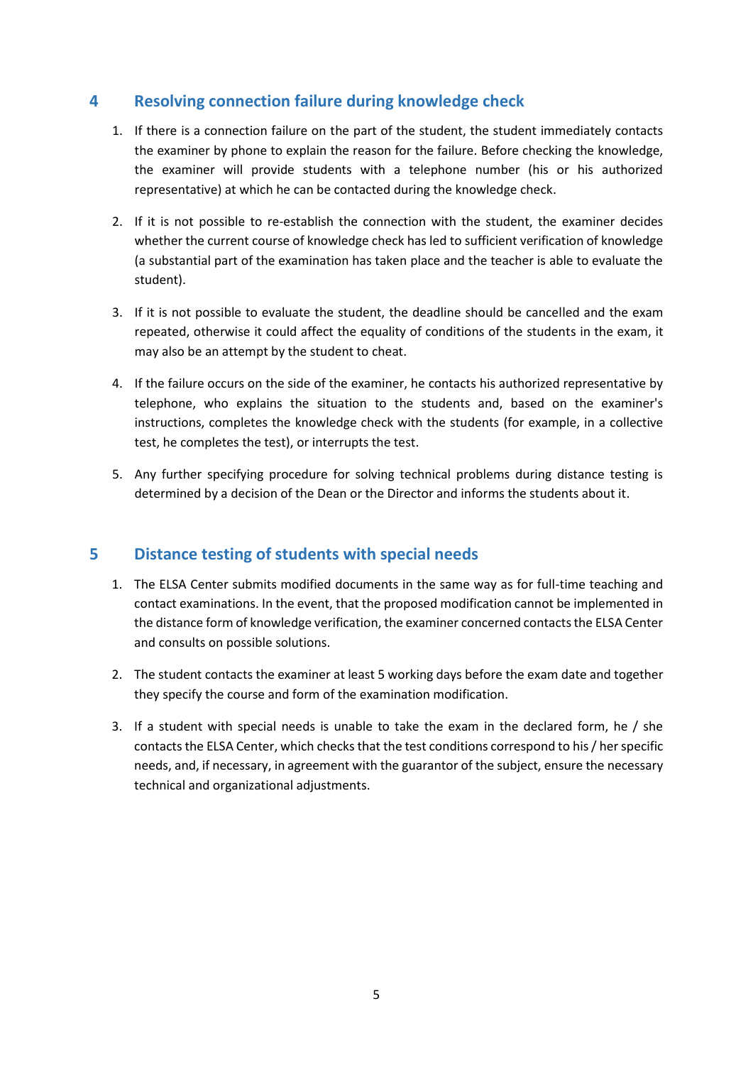## 4 Resolving connection failure during knowledge check

1. If there is a connection failure on the part of the student, the student immediately contacts the examiner by phone to explain the reason for the failure. Before checking the knowledge, the examiner will provide students with a telephone number (his or his authorized representative) at which he can be contacted during the knowledge check.

2. If it is not possible to re-establish the connection with the student, the examiner decides whether the current course of knowledge check has led to sufficient verification of knowledge (a substantial part of the examination has taken place and the teacher is able to evaluate the student).

3. If it is not possible to evaluate the student, the deadline should be cancelled and the exam repeated, otherwise it could affect the equality of conditions of the students in the exam, it may also be an attempt by the student to cheat.

4. If the failure occurs on the side of the examiner, he contacts his authorized representative by telephone, who explains the situation to the students and, based on the examiner's instructions, completes the knowledge check with the students (for example, in a collective test, he completes the test), or interrupts the test.

5. Any further specifying procedure for solving technical problems during distance testing is determined by a decision of the Dean or the Director and informs the students about it.

## 5 Distance testing of students with special needs

1. The ELSA Center submits modified documents in the same way as for full-time teaching and contact examinations. In the event, that the proposed modification cannot be implemented in the distance form of knowledge verification, the examiner concerned contacts the ELSA Center and consults on possible solutions.

2. The student contacts the examiner at least 5 working days before the exam date and together they specify the course and form of the examination modification.

3. If a student with special needs is unable to take the exam in the declared form, he / she contacts the ELSA Center, which checks that the test conditions correspond to his / her specific needs, and, if necessary, in agreement with the guarantor of the subject, ensure the necessary technical and organizational adjustments.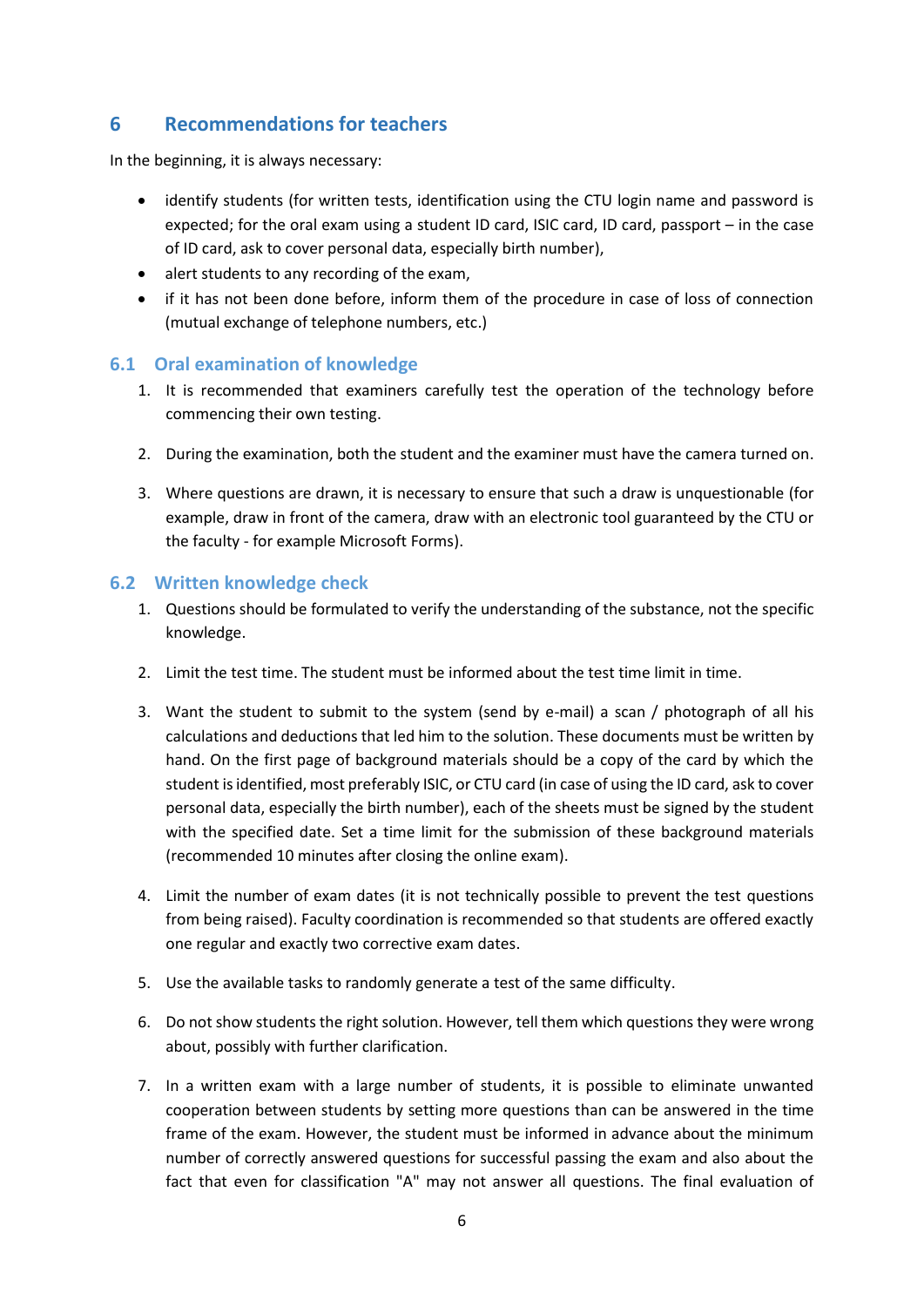# 6 Recommendations for teachers

In the beginning, it is always necessary:

- identify students (for written tests, identification using the CTU login name and password is expected; for the oral exam using a student ID card, ISIC card, ID card, passport – in the case of ID card, ask to cover personal data, especially birth number),
- alert students to any recording of the exam,
- if it has not been done before, inform them of the procedure in case of loss of connection (mutual exchange of telephone numbers, etc.)

## 6.1 Oral examination of knowledge

1. It is recommended that examiners carefully test the operation of the technology before commencing their own testing.

2. During the examination, both the student and the examiner must have the camera turned on.

3. Where questions are drawn, it is necessary to ensure that such a draw is unquestionable (for example, draw in front of the camera, draw with an electronic tool guaranteed by the CTU or the faculty - for example Microsoft Forms).

## 6.2 Written knowledge check

1. Questions should be formulated to verify the understanding of the substance, not the specific knowledge.

2. Limit the test time. The student must be informed about the test time limit in time.

3. Want the student to submit to the system (send by e-mail) a scan / photograph of all his calculations and deductions that led him to the solution. These documents must be written by hand. On the first page of background materials should be a copy of the card by which the student is identified, most preferably ISIC, or CTU card (in case of using the ID card, ask to cover personal data, especially the birth number), each of the sheets must be signed by the student with the specified date. Set a time limit for the submission of these background materials (recommended 10 minutes after closing the online exam).

4. Limit the number of exam dates (it is not technically possible to prevent the test questions from being raised). Faculty coordination is recommended so that students are offered exactly one regular and exactly two corrective exam dates.

5. Use the available tasks to randomly generate a test of the same difficulty.

6. Do not show students the right solution. However, tell them which questions they were wrong about, possibly with further clarification.

7. In a written exam with a large number of students, it is possible to eliminate unwanted cooperation between students by setting more questions than can be answered in the time frame of the exam. However, the student must be informed in advance about the minimum number of correctly answered questions for successful passing the exam and also about the fact that even for classification "A" may not answer all questions. The final evaluation of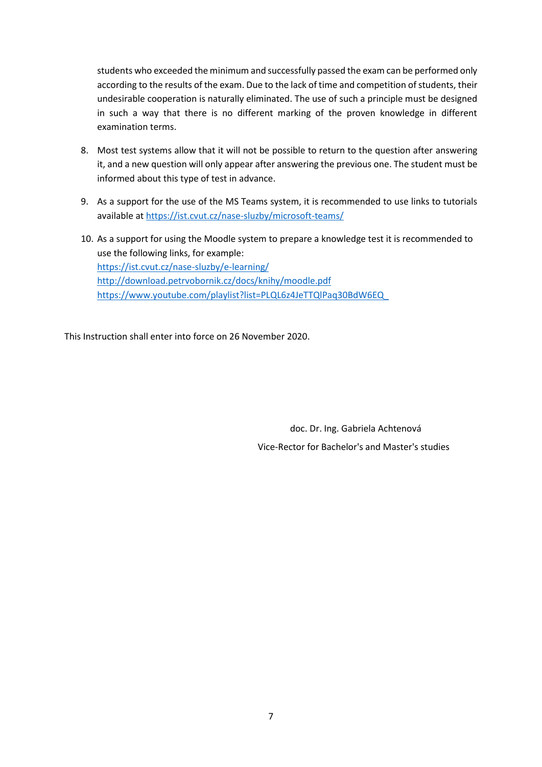students who exceeded the minimum and successfully passed the exam can be performed only according to the results of the exam. Due to the lack of time and competition of students, their undesirable cooperation is naturally eliminated. The use of such a principle must be designed in such a way that there is no different marking of the proven knowledge in different examination terms.

8. Most test systems allow that it will not be possible to return to the question after answering it, and a new question will only appear after answering the previous one. The student must be informed about this type of test in advance.

9. As a support for the use of the MS Teams system, it is recommended to use links to tutorials available at https://ist.cvut.cz/nase-sluzby/microsoft-teams/

10. As a support for using the Moodle system to prepare a knowledge test it is recommended to use the following links, for example:
    https://ist.cvut.cz/nase-sluzby/e-learning/
    http://download.petrvobornik.cz/docs/knihy/moodle.pdf
    https://www.youtube.com/playlist?list=PLQL6z4JeTTQlPaq30BdW6EQ_

This Instruction shall enter into force on 26 November 2020.

doc. Dr. Ing. Gabriela Achtenová

Vice-Rector for Bachelor's and Master's studies